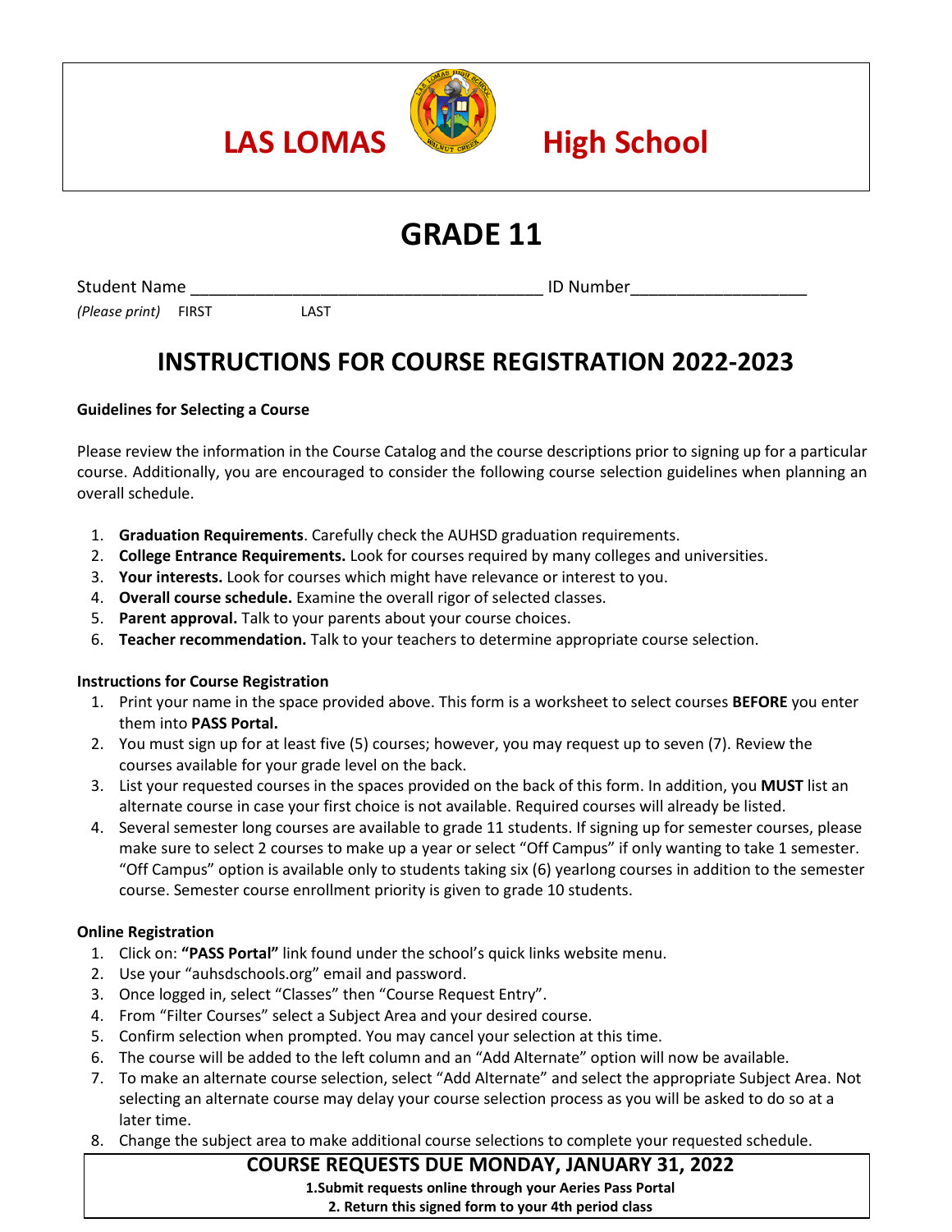# LAS LOMAS High School

# GRADE 11

Student Name ______________________________________ ID Number__________________

*(Please print)* FIRST LAST

## INSTRUCTIONS FOR COURSE REGISTRATION 2022-2023

**Guidelines for Selecting a Course**

Please review the information in the Course Catalog and the course descriptions prior to signing up for a particular course. Additionally, you are encouraged to consider the following course selection guidelines when planning an overall schedule.

1. **Graduation Requirements**. Carefully check the AUHSD graduation requirements.
2. **College Entrance Requirements.** Look for courses required by many colleges and universities.
3. **Your interests.** Look for courses which might have relevance or interest to you.
4. **Overall course schedule.** Examine the overall rigor of selected classes.
5. **Parent approval.** Talk to your parents about your course choices.
6. **Teacher recommendation.** Talk to your teachers to determine appropriate course selection.

**Instructions for Course Registration**

1. Print your name in the space provided above. This form is a worksheet to select courses **BEFORE** you enter them into **PASS Portal.**
2. You must sign up for at least five (5) courses; however, you may request up to seven (7). Review the courses available for your grade level on the back.
3. List your requested courses in the spaces provided on the back of this form. In addition, you **MUST** list an alternate course in case your first choice is not available. Required courses will already be listed.
4. Several semester long courses are available to grade 11 students. If signing up for semester courses, please make sure to select 2 courses to make up a year or select "Off Campus" if only wanting to take 1 semester. "Off Campus" option is available only to students taking six (6) yearlong courses in addition to the semester course. Semester course enrollment priority is given to grade 10 students.

**Online Registration**

1. Click on: **"PASS Portal"** link found under the school's quick links website menu.
2. Use your "auhsdschools.org" email and password.
3. Once logged in, select "Classes" then "Course Request Entry".
4. From "Filter Courses" select a Subject Area and your desired course.
5. Confirm selection when prompted. You may cancel your selection at this time.
6. The course will be added to the left column and an "Add Alternate" option will now be available.
7. To make an alternate course selection, select "Add Alternate" and select the appropriate Subject Area. Not selecting an alternate course may delay your course selection process as you will be asked to do so at a later time.
8. Change the subject area to make additional course selections to complete your requested schedule.

**COURSE REQUESTS DUE MONDAY, JANUARY 31, 2022**

**1.Submit requests online through your Aeries Pass Portal**

**2. Return this signed form to your 4th period class**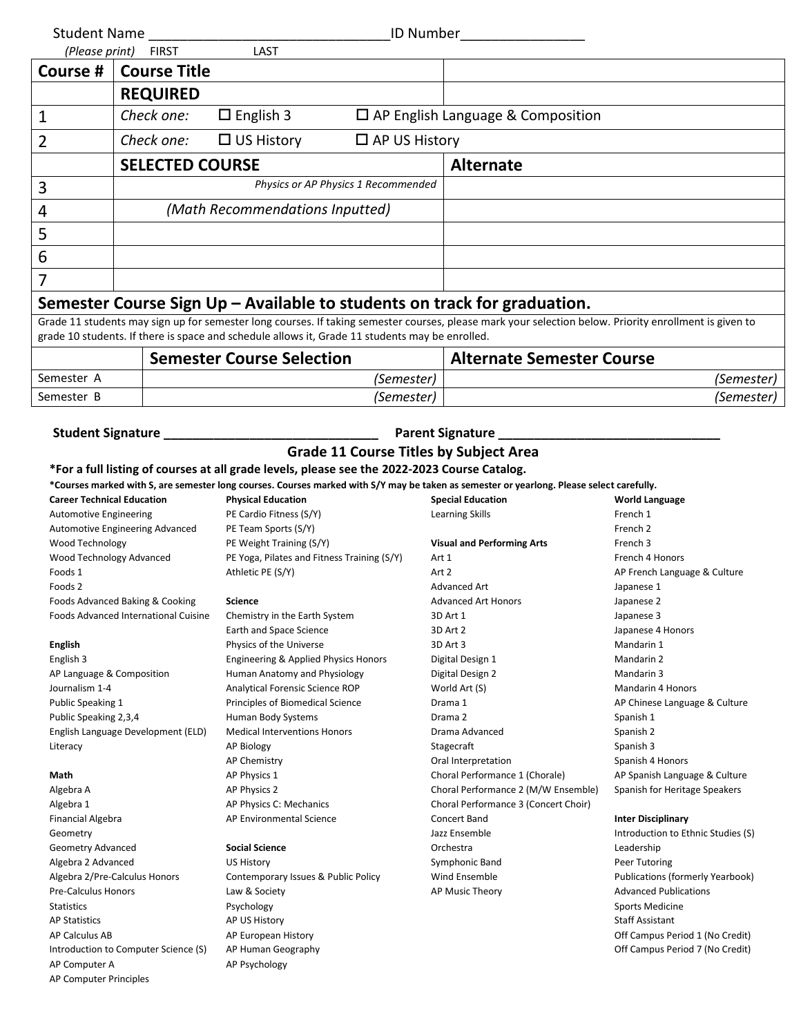Student Name ______________________________ ID Number ________________

*(Please print)* FIRST LAST

| Course # | Course Title | |
|---|---|---|
| | **REQUIRED** | |
| 1 | *Check one:* ☐ English 3 ☐ AP English Language & Composition | |
| 2 | *Check one:* ☐ US History ☐ AP US History | |
| | **SELECTED COURSE** | **Alternate** |
| 3 | *Physics or AP Physics 1 Recommended* | |
| 4 | *(Math Recommendations Inputted)* | |
| 5 | | |
| 6 | | |
| 7 | | |

## Semester Course Sign Up – Available to students on track for graduation.

Grade 11 students may sign up for semester long courses. If taking semester courses, please mark your selection below. Priority enrollment is given to grade 10 students. If there is space and schedule allows it, Grade 11 students may be enrolled.

| | Semester Course Selection | Alternate Semester Course |
|---|---|---|
| Semester A | *(Semester)* | *(Semester)* |
| Semester B | *(Semester)* | *(Semester)* |

**Student Signature** ______________________________ **Parent Signature** ______________________________

## Grade 11 Course Titles by Subject Area

**\*For a full listing of courses at all grade levels, please see the 2022-2023 Course Catalog.**

**\*Courses marked with S, are semester long courses. Courses marked with S/Y may be taken as semester or yearlong. Please select carefully.**

**Career Technical Education**
- Automotive Engineering
- Automotive Engineering Advanced
- Wood Technology
- Wood Technology Advanced
- Foods 1
- Foods 2
- Foods Advanced Baking & Cooking
- Foods Advanced International Cuisine

**English**
- English 3
- AP Language & Composition
- Journalism 1-4
- Public Speaking 1
- Public Speaking 2,3,4
- English Language Development (ELD)
- Literacy

**Math**
- Algebra A
- Algebra 1
- Financial Algebra
- Geometry
- Geometry Advanced
- Algebra 2 Advanced
- Algebra 2/Pre-Calculus Honors
- Pre-Calculus Honors
- Statistics
- AP Statistics
- AP Calculus AB
- Introduction to Computer Science (S)
- AP Computer A
- AP Computer Principles

**Physical Education**
- PE Cardio Fitness (S/Y)
- PE Team Sports (S/Y)
- PE Weight Training (S/Y)
- PE Yoga, Pilates and Fitness Training (S/Y)
- Athletic PE (S/Y)

**Science**
- Chemistry in the Earth System
- Earth and Space Science
- Physics of the Universe
- Engineering & Applied Physics Honors
- Human Anatomy and Physiology
- Analytical Forensic Science ROP
- Principles of Biomedical Science
- Human Body Systems
- Medical Interventions Honors
- AP Biology
- AP Chemistry
- AP Physics 1
- AP Physics 2
- AP Physics C: Mechanics
- AP Environmental Science

**Social Science**
- US History
- Contemporary Issues & Public Policy
- Law & Society
- Psychology
- AP US History
- AP European History
- AP Human Geography
- AP Psychology

**Special Education**
- Learning Skills

**Visual and Performing Arts**
- Art 1
- Art 2
- Advanced Art
- Advanced Art Honors
- 3D Art 1
- 3D Art 2
- 3D Art 3
- Digital Design 1
- Digital Design 2
- World Art (S)
- Drama 1
- Drama 2
- Drama Advanced
- Stagecraft
- Oral Interpretation
- Choral Performance 1 (Chorale)
- Choral Performance 2 (M/W Ensemble)
- Choral Performance 3 (Concert Choir)
- Concert Band
- Jazz Ensemble
- Orchestra
- Symphonic Band
- Wind Ensemble
- AP Music Theory

**World Language**
- French 1
- French 2
- French 3
- French 4 Honors
- AP French Language & Culture
- Japanese 1
- Japanese 2
- Japanese 3
- Japanese 4 Honors
- Mandarin 1
- Mandarin 2
- Mandarin 3
- Mandarin 4 Honors
- AP Chinese Language & Culture
- Spanish 1
- Spanish 2
- Spanish 3
- Spanish 4 Honors
- AP Spanish Language & Culture
- Spanish for Heritage Speakers

**Inter Disciplinary**
- Introduction to Ethnic Studies (S)
- Leadership
- Peer Tutoring
- Publications (formerly Yearbook)
- Advanced Publications
- Sports Medicine
- Staff Assistant
- Off Campus Period 1 (No Credit)
- Off Campus Period 7 (No Credit)